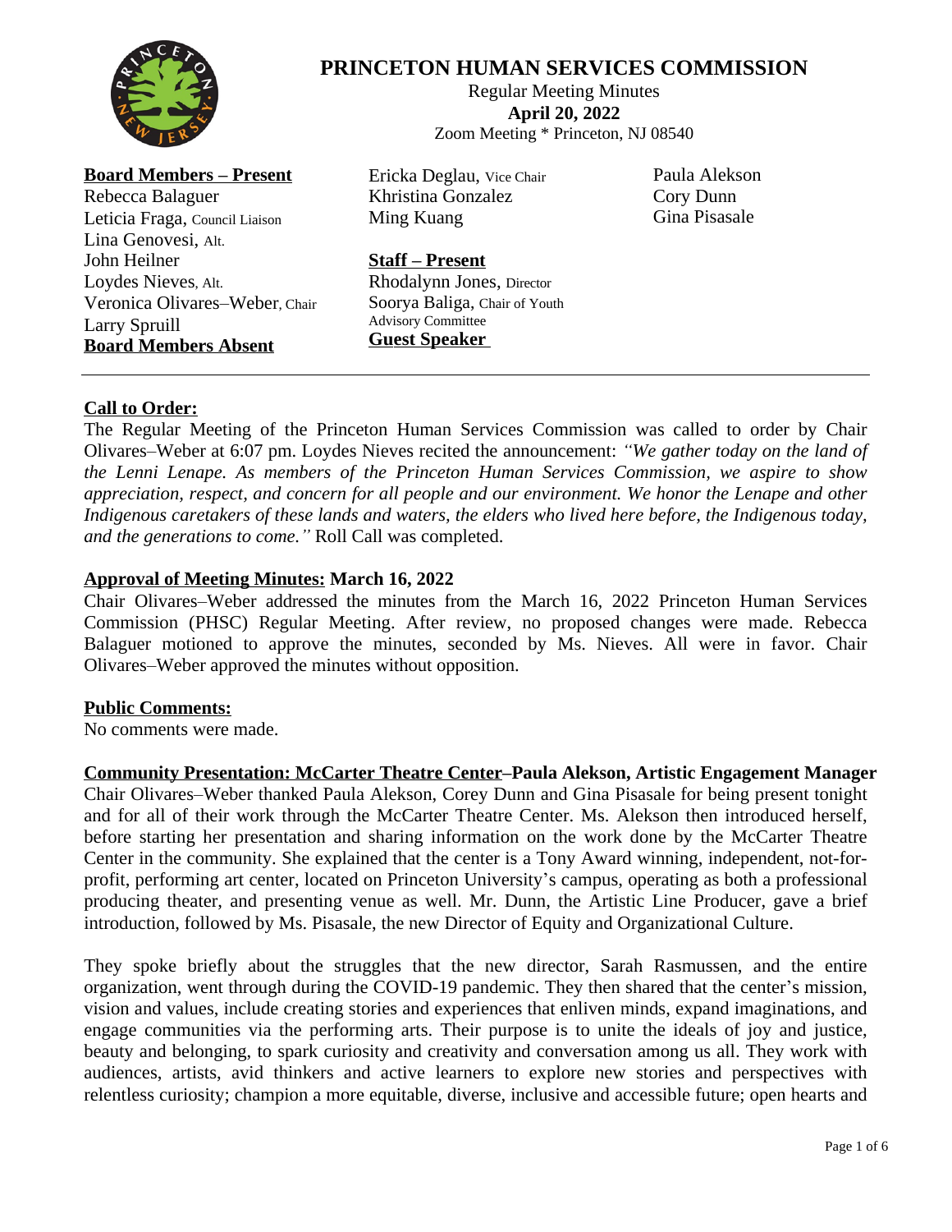# PRINCETON HUMAN SERVICES COMMISSION

Regular Meeting Minutes
**April 20, 2022**
Zoom Meeting * Princeton, NJ 08540

**Board Members – Present**

Rebecca Balaguer
Leticia Fraga, Council Liaison
Lina Genovesi, Alt.
John Heilner
Loydes Nieves, Alt.
Veronica Olivares–Weber, Chair
Larry Spruill
Ericka Deglau, Vice Chair
Khristina Gonzalez
Ming Kuang

**Board Members Absent**

**Staff – Present**

Rhodalynn Jones, Director
Soorya Baliga, Chair of Youth Advisory Committee

**Guest Speaker**

Paula Alekson
Cory Dunn
Gina Pisasale

---

**Call to Order:**

The Regular Meeting of the Princeton Human Services Commission was called to order by Chair Olivares–Weber at 6:07 pm. Loydes Nieves recited the announcement: *"We gather today on the land of the Lenni Lenape. As members of the Princeton Human Services Commission, we aspire to show appreciation, respect, and concern for all people and our environment. We honor the Lenape and other Indigenous caretakers of these lands and waters, the elders who lived here before, the Indigenous today, and the generations to come."* Roll Call was completed.

**Approval of Meeting Minutes: March 16, 2022**

Chair Olivares–Weber addressed the minutes from the March 16, 2022 Princeton Human Services Commission (PHSC) Regular Meeting. After review, no proposed changes were made. Rebecca Balaguer motioned to approve the minutes, seconded by Ms. Nieves. All were in favor. Chair Olivares–Weber approved the minutes without opposition.

**Public Comments:**

No comments were made.

**Community Presentation: McCarter Theatre Center–Paula Alekson, Artistic Engagement Manager**

Chair Olivares–Weber thanked Paula Alekson, Corey Dunn and Gina Pisasale for being present tonight and for all of their work through the McCarter Theatre Center. Ms. Alekson then introduced herself, before starting her presentation and sharing information on the work done by the McCarter Theatre Center in the community. She explained that the center is a Tony Award winning, independent, not-for-profit, performing art center, located on Princeton University's campus, operating as both a professional producing theater, and presenting venue as well. Mr. Dunn, the Artistic Line Producer, gave a brief introduction, followed by Ms. Pisasale, the new Director of Equity and Organizational Culture.

They spoke briefly about the struggles that the new director, Sarah Rasmussen, and the entire organization, went through during the COVID-19 pandemic. They then shared that the center's mission, vision and values, include creating stories and experiences that enliven minds, expand imaginations, and engage communities via the performing arts. Their purpose is to unite the ideals of joy and justice, beauty and belonging, to spark curiosity and creativity and conversation among us all. They work with audiences, artists, avid thinkers and active learners to explore new stories and perspectives with relentless curiosity; champion a more equitable, diverse, inclusive and accessible future; open hearts and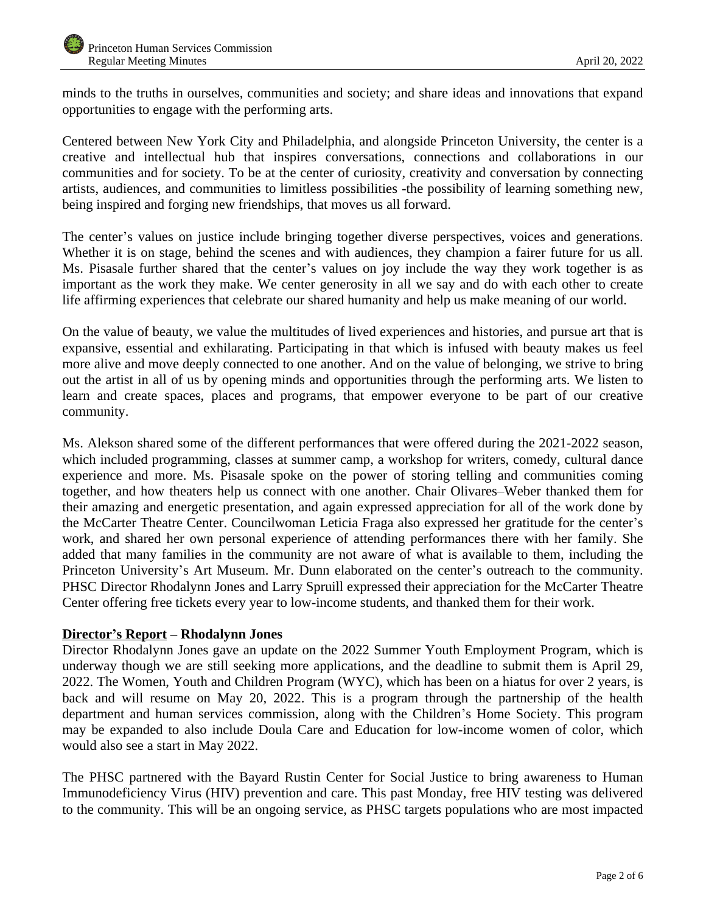minds to the truths in ourselves, communities and society; and share ideas and innovations that expand opportunities to engage with the performing arts.

Centered between New York City and Philadelphia, and alongside Princeton University, the center is a creative and intellectual hub that inspires conversations, connections and collaborations in our communities and for society. To be at the center of curiosity, creativity and conversation by connecting artists, audiences, and communities to limitless possibilities -the possibility of learning something new, being inspired and forging new friendships, that moves us all forward.

The center's values on justice include bringing together diverse perspectives, voices and generations. Whether it is on stage, behind the scenes and with audiences, they champion a fairer future for us all. Ms. Pisasale further shared that the center's values on joy include the way they work together is as important as the work they make. We center generosity in all we say and do with each other to create life affirming experiences that celebrate our shared humanity and help us make meaning of our world.

On the value of beauty, we value the multitudes of lived experiences and histories, and pursue art that is expansive, essential and exhilarating. Participating in that which is infused with beauty makes us feel more alive and move deeply connected to one another. And on the value of belonging, we strive to bring out the artist in all of us by opening minds and opportunities through the performing arts. We listen to learn and create spaces, places and programs, that empower everyone to be part of our creative community.

Ms. Alekson shared some of the different performances that were offered during the 2021-2022 season, which included programming, classes at summer camp, a workshop for writers, comedy, cultural dance experience and more. Ms. Pisasale spoke on the power of storing telling and communities coming together, and how theaters help us connect with one another. Chair Olivares–Weber thanked them for their amazing and energetic presentation, and again expressed appreciation for all of the work done by the McCarter Theatre Center. Councilwoman Leticia Fraga also expressed her gratitude for the center's work, and shared her own personal experience of attending performances there with her family. She added that many families in the community are not aware of what is available to them, including the Princeton University's Art Museum. Mr. Dunn elaborated on the center's outreach to the community. PHSC Director Rhodalynn Jones and Larry Spruill expressed their appreciation for the McCarter Theatre Center offering free tickets every year to low-income students, and thanked them for their work.

**<u>Director's Report</u> – Rhodalynn Jones**

Director Rhodalynn Jones gave an update on the 2022 Summer Youth Employment Program, which is underway though we are still seeking more applications, and the deadline to submit them is April 29, 2022. The Women, Youth and Children Program (WYC), which has been on a hiatus for over 2 years, is back and will resume on May 20, 2022. This is a program through the partnership of the health department and human services commission, along with the Children's Home Society. This program may be expanded to also include Doula Care and Education for low-income women of color, which would also see a start in May 2022.

The PHSC partnered with the Bayard Rustin Center for Social Justice to bring awareness to Human Immunodeficiency Virus (HIV) prevention and care. This past Monday, free HIV testing was delivered to the community. This will be an ongoing service, as PHSC targets populations who are most impacted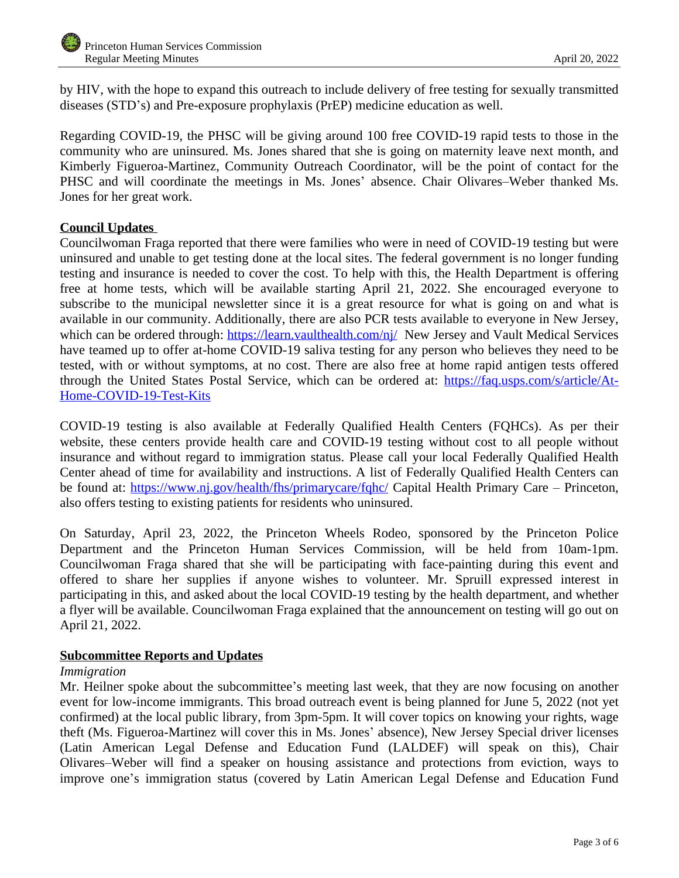by HIV, with the hope to expand this outreach to include delivery of free testing for sexually transmitted diseases (STD's) and Pre-exposure prophylaxis (PrEP) medicine education as well.

Regarding COVID-19, the PHSC will be giving around 100 free COVID-19 rapid tests to those in the community who are uninsured. Ms. Jones shared that she is going on maternity leave next month, and Kimberly Figueroa-Martinez, Community Outreach Coordinator, will be the point of contact for the PHSC and will coordinate the meetings in Ms. Jones' absence. Chair Olivares–Weber thanked Ms. Jones for her great work.

**Council Updates**

Councilwoman Fraga reported that there were families who were in need of COVID-19 testing but were uninsured and unable to get testing done at the local sites. The federal government is no longer funding testing and insurance is needed to cover the cost. To help with this, the Health Department is offering free at home tests, which will be available starting April 21, 2022. She encouraged everyone to subscribe to the municipal newsletter since it is a great resource for what is going on and what is available in our community. Additionally, there are also PCR tests available to everyone in New Jersey, which can be ordered through: https://learn.vaulthealth.com/nj/ New Jersey and Vault Medical Services have teamed up to offer at-home COVID-19 saliva testing for any person who believes they need to be tested, with or without symptoms, at no cost. There are also free at home rapid antigen tests offered through the United States Postal Service, which can be ordered at: https://faq.usps.com/s/article/At-Home-COVID-19-Test-Kits

COVID-19 testing is also available at Federally Qualified Health Centers (FQHCs). As per their website, these centers provide health care and COVID-19 testing without cost to all people without insurance and without regard to immigration status. Please call your local Federally Qualified Health Center ahead of time for availability and instructions. A list of Federally Qualified Health Centers can be found at: https://www.nj.gov/health/fhs/primarycare/fqhc/ Capital Health Primary Care – Princeton, also offers testing to existing patients for residents who uninsured.

On Saturday, April 23, 2022, the Princeton Wheels Rodeo, sponsored by the Princeton Police Department and the Princeton Human Services Commission, will be held from 10am-1pm. Councilwoman Fraga shared that she will be participating with face-painting during this event and offered to share her supplies if anyone wishes to volunteer. Mr. Spruill expressed interest in participating in this, and asked about the local COVID-19 testing by the health department, and whether a flyer will be available. Councilwoman Fraga explained that the announcement on testing will go out on April 21, 2022.

**Subcommittee Reports and Updates**

*Immigration*

Mr. Heilner spoke about the subcommittee's meeting last week, that they are now focusing on another event for low-income immigrants. This broad outreach event is being planned for June 5, 2022 (not yet confirmed) at the local public library, from 3pm-5pm. It will cover topics on knowing your rights, wage theft (Ms. Figueroa-Martinez will cover this in Ms. Jones' absence), New Jersey Special driver licenses (Latin American Legal Defense and Education Fund (LALDEF) will speak on this), Chair Olivares–Weber will find a speaker on housing assistance and protections from eviction, ways to improve one's immigration status (covered by Latin American Legal Defense and Education Fund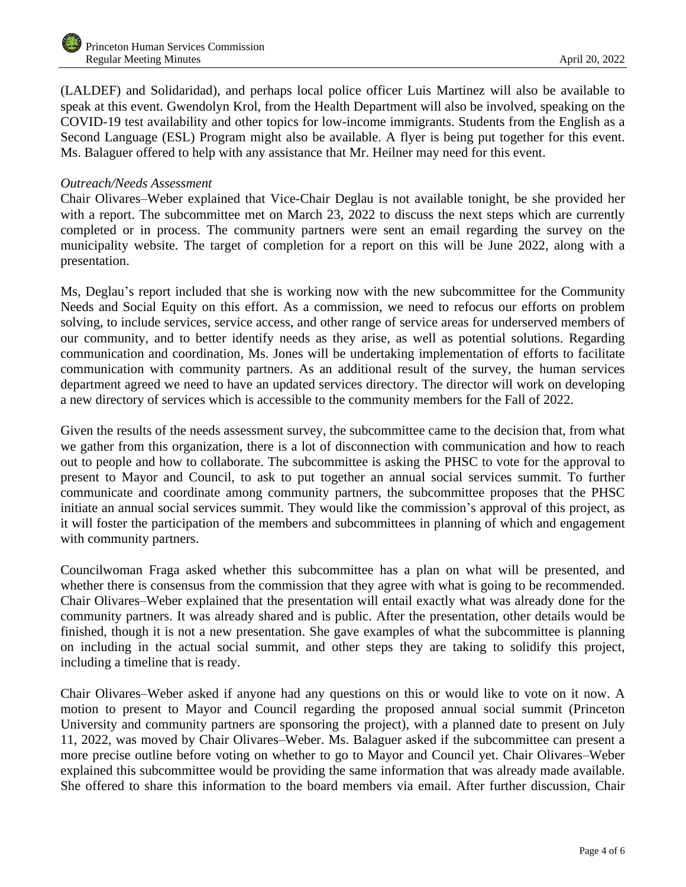(LALDEF) and Solidaridad), and perhaps local police officer Luis Martinez will also be available to speak at this event. Gwendolyn Krol, from the Health Department will also be involved, speaking on the COVID-19 test availability and other topics for low-income immigrants. Students from the English as a Second Language (ESL) Program might also be available. A flyer is being put together for this event. Ms. Balaguer offered to help with any assistance that Mr. Heilner may need for this event.

*Outreach/Needs Assessment*

Chair Olivares–Weber explained that Vice-Chair Deglau is not available tonight, be she provided her with a report. The subcommittee met on March 23, 2022 to discuss the next steps which are currently completed or in process. The community partners were sent an email regarding the survey on the municipality website. The target of completion for a report on this will be June 2022, along with a presentation.

Ms, Deglau's report included that she is working now with the new subcommittee for the Community Needs and Social Equity on this effort. As a commission, we need to refocus our efforts on problem solving, to include services, service access, and other range of service areas for underserved members of our community, and to better identify needs as they arise, as well as potential solutions. Regarding communication and coordination, Ms. Jones will be undertaking implementation of efforts to facilitate communication with community partners. As an additional result of the survey, the human services department agreed we need to have an updated services directory. The director will work on developing a new directory of services which is accessible to the community members for the Fall of 2022.

Given the results of the needs assessment survey, the subcommittee came to the decision that, from what we gather from this organization, there is a lot of disconnection with communication and how to reach out to people and how to collaborate. The subcommittee is asking the PHSC to vote for the approval to present to Mayor and Council, to ask to put together an annual social services summit. To further communicate and coordinate among community partners, the subcommittee proposes that the PHSC initiate an annual social services summit. They would like the commission's approval of this project, as it will foster the participation of the members and subcommittees in planning of which and engagement with community partners.

Councilwoman Fraga asked whether this subcommittee has a plan on what will be presented, and whether there is consensus from the commission that they agree with what is going to be recommended. Chair Olivares–Weber explained that the presentation will entail exactly what was already done for the community partners. It was already shared and is public. After the presentation, other details would be finished, though it is not a new presentation. She gave examples of what the subcommittee is planning on including in the actual social summit, and other steps they are taking to solidify this project, including a timeline that is ready.

Chair Olivares–Weber asked if anyone had any questions on this or would like to vote on it now. A motion to present to Mayor and Council regarding the proposed annual social summit (Princeton University and community partners are sponsoring the project), with a planned date to present on July 11, 2022, was moved by Chair Olivares–Weber. Ms. Balaguer asked if the subcommittee can present a more precise outline before voting on whether to go to Mayor and Council yet. Chair Olivares–Weber explained this subcommittee would be providing the same information that was already made available. She offered to share this information to the board members via email. After further discussion, Chair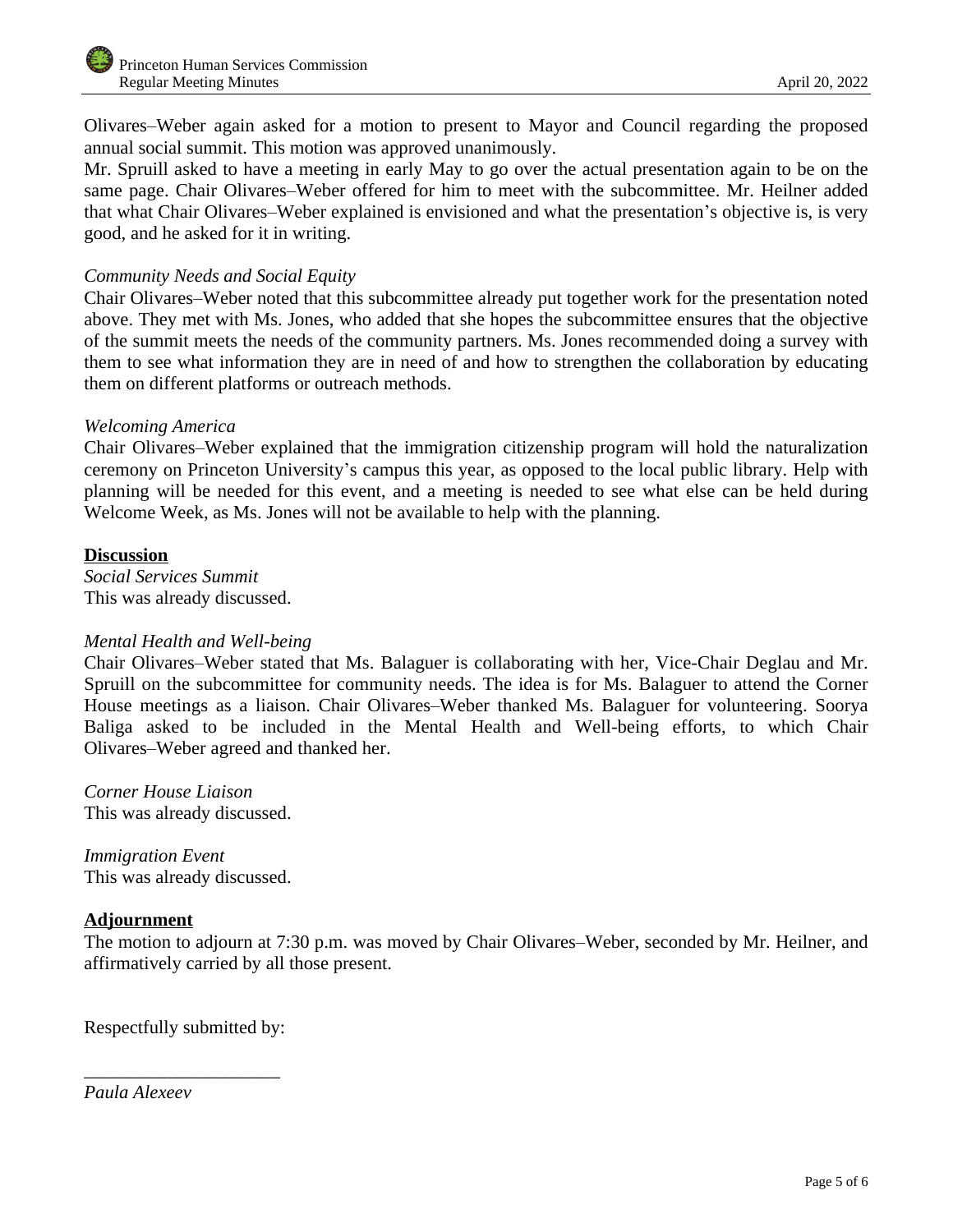Olivares–Weber again asked for a motion to present to Mayor and Council regarding the proposed annual social summit. This motion was approved unanimously.

Mr. Spruill asked to have a meeting in early May to go over the actual presentation again to be on the same page. Chair Olivares–Weber offered for him to meet with the subcommittee. Mr. Heilner added that what Chair Olivares–Weber explained is envisioned and what the presentation's objective is, is very good, and he asked for it in writing.

*Community Needs and Social Equity*

Chair Olivares–Weber noted that this subcommittee already put together work for the presentation noted above. They met with Ms. Jones, who added that she hopes the subcommittee ensures that the objective of the summit meets the needs of the community partners. Ms. Jones recommended doing a survey with them to see what information they are in need of and how to strengthen the collaboration by educating them on different platforms or outreach methods.

*Welcoming America*

Chair Olivares–Weber explained that the immigration citizenship program will hold the naturalization ceremony on Princeton University's campus this year, as opposed to the local public library. Help with planning will be needed for this event, and a meeting is needed to see what else can be held during Welcome Week, as Ms. Jones will not be available to help with the planning.

**Discussion**

*Social Services Summit*

This was already discussed.

*Mental Health and Well-being*

Chair Olivares–Weber stated that Ms. Balaguer is collaborating with her, Vice-Chair Deglau and Mr. Spruill on the subcommittee for community needs. The idea is for Ms. Balaguer to attend the Corner House meetings as a liaison. Chair Olivares–Weber thanked Ms. Balaguer for volunteering. Soorya Baliga asked to be included in the Mental Health and Well-being efforts, to which Chair Olivares–Weber agreed and thanked her.

*Corner House Liaison*

This was already discussed.

*Immigration Event*

This was already discussed.

**Adjournment**

The motion to adjourn at 7:30 p.m. was moved by Chair Olivares–Weber, seconded by Mr. Heilner, and affirmatively carried by all those present.

Respectfully submitted by:

\_\_\_\_\_\_\_\_\_\_\_\_\_\_\_\_\_\_\_\_\_

*Paula Alexeev*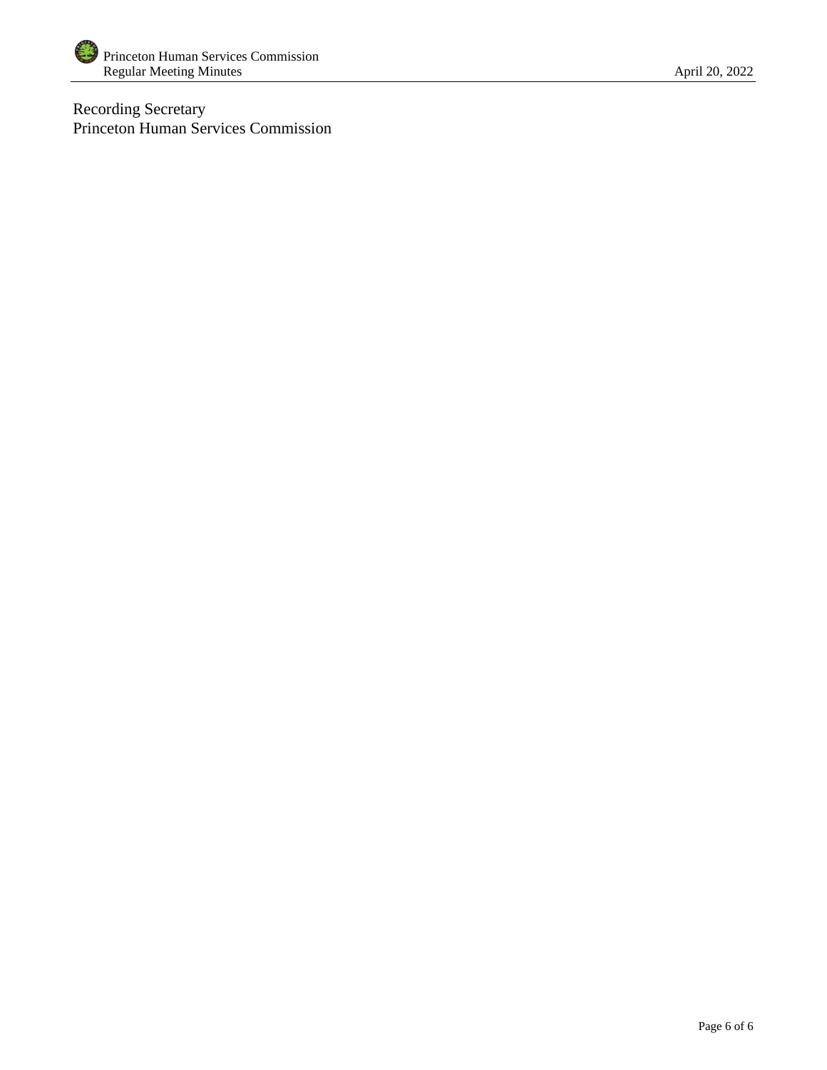Recording Secretary
Princeton Human Services Commission